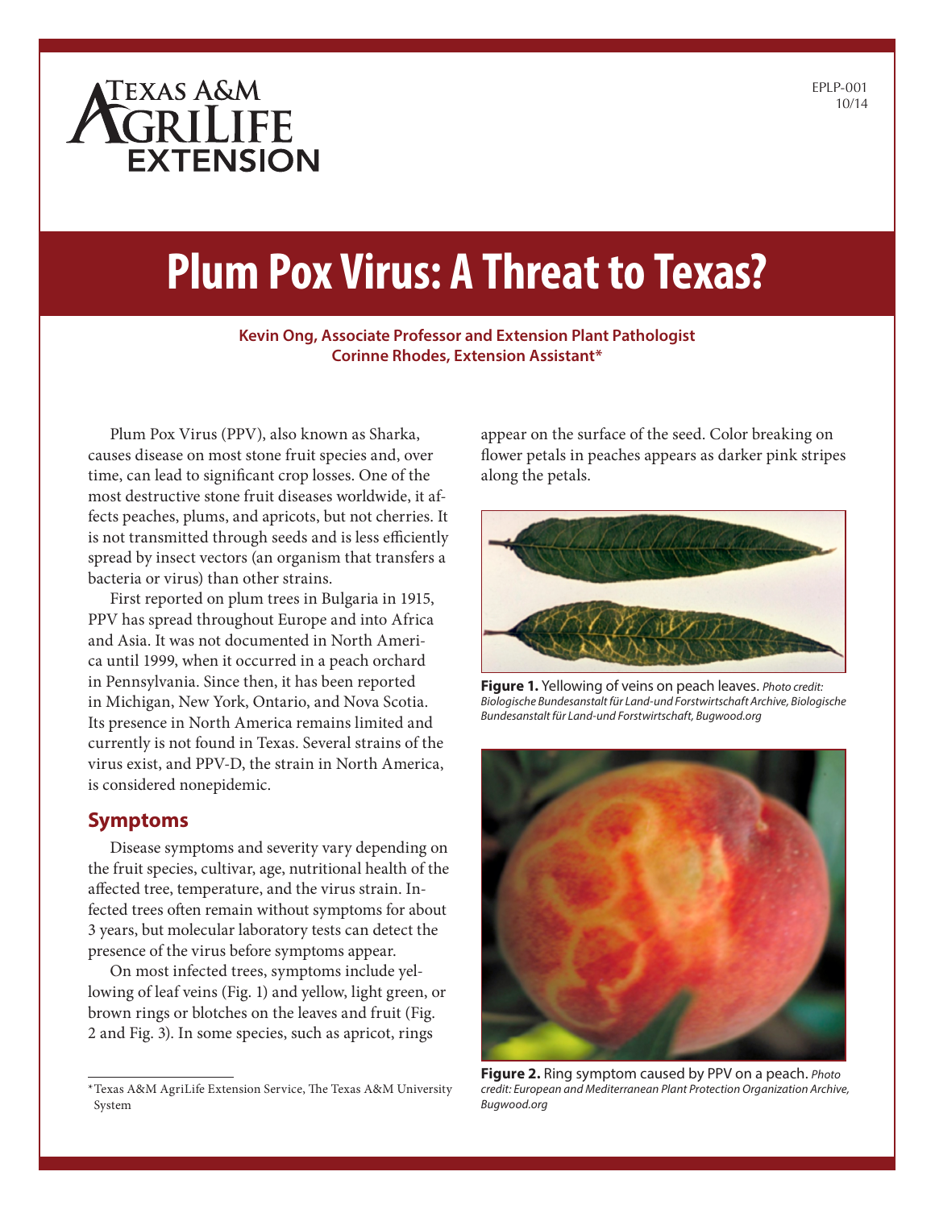EPLP-001
10/14

Texas A&M AgriLife Extension

# Plum Pox Virus: A Threat to Texas?

**Kevin Ong, Associate Professor and Extension Plant Pathologist**
**Corinne Rhodes, Extension Assistant***

Plum Pox Virus (PPV), also known as Sharka, causes disease on most stone fruit species and, over time, can lead to significant crop losses. One of the most destructive stone fruit diseases worldwide, it affects peaches, plums, and apricots, but not cherries. It is not transmitted through seeds and is less efficiently spread by insect vectors (an organism that transfers a bacteria or virus) than other strains.

First reported on plum trees in Bulgaria in 1915, PPV has spread throughout Europe and into Africa and Asia. It was not documented in North America until 1999, when it occurred in a peach orchard in Pennsylvania. Since then, it has been reported in Michigan, New York, Ontario, and Nova Scotia. Its presence in North America remains limited and currently is not found in Texas. Several strains of the virus exist, and PPV-D, the strain in North America, is considered nonepidemic.

## Symptoms

Disease symptoms and severity vary depending on the fruit species, cultivar, age, nutritional health of the affected tree, temperature, and the virus strain. Infected trees often remain without symptoms for about 3 years, but molecular laboratory tests can detect the presence of the virus before symptoms appear.

On most infected trees, symptoms include yellowing of leaf veins (Fig. 1) and yellow, light green, or brown rings or blotches on the leaves and fruit (Fig. 2 and Fig. 3). In some species, such as apricot, rings appear on the surface of the seed. Color breaking on flower petals in peaches appears as darker pink stripes along the petals.

**Figure 1.** Yellowing of veins on peach leaves. *Photo credit: Biologische Bundesanstalt für Land-und Forstwirtschaft Archive, Biologische Bundesanstalt für Land-und Forstwirtschaft, Bugwood.org*

**Figure 2.** Ring symptom caused by PPV on a peach. *Photo credit: European and Mediterranean Plant Protection Organization Archive, Bugwood.org*

*Texas A&M AgriLife Extension Service, The Texas A&M University System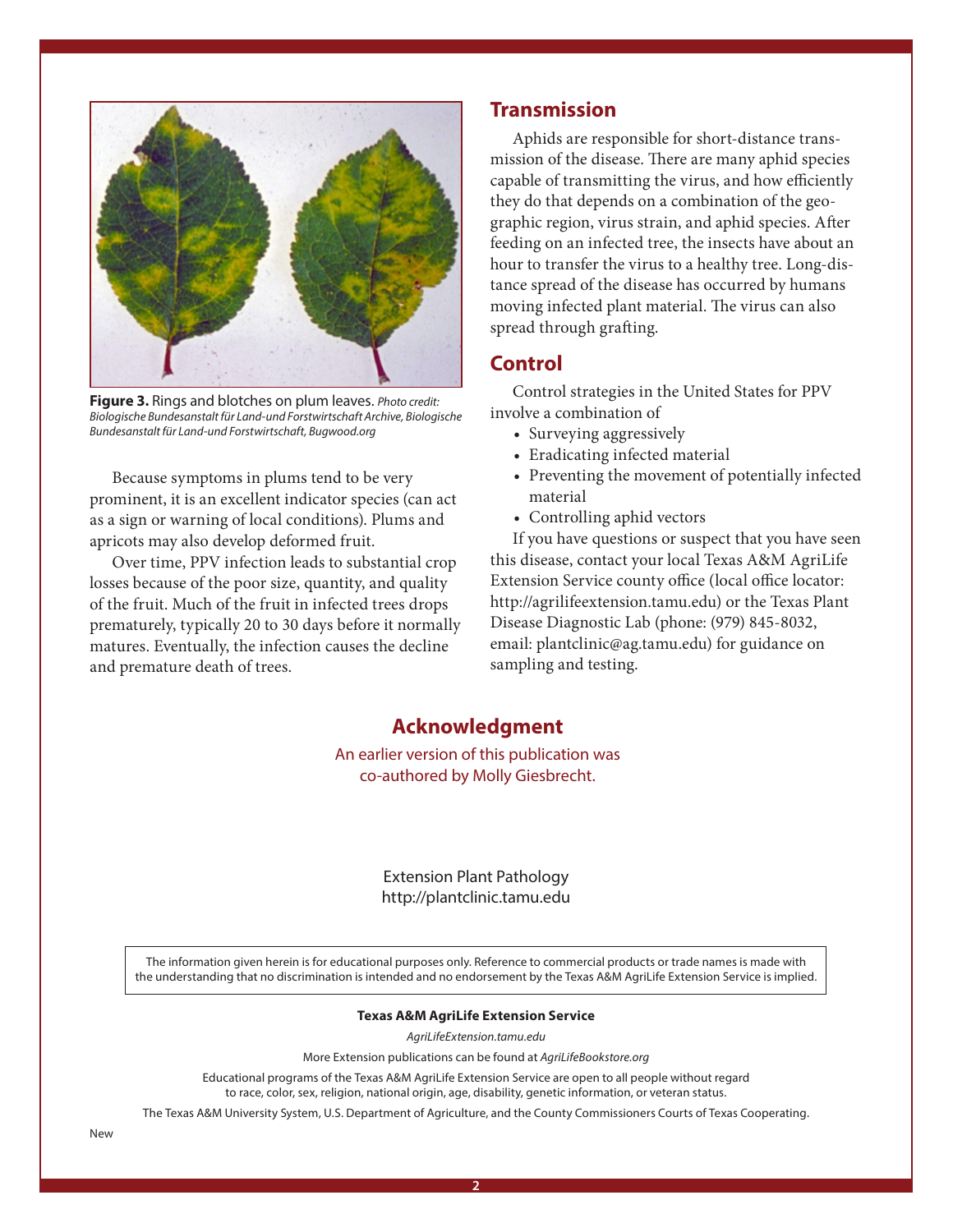**Figure 3.** Rings and blotches on plum leaves. *Photo credit: Biologische Bundesanstalt für Land-und Forstwirtschaft Archive, Biologische Bundesanstalt für Land-und Forstwirtschaft, Bugwood.org*

Because symptoms in plums tend to be very prominent, it is an excellent indicator species (can act as a sign or warning of local conditions). Plums and apricots may also develop deformed fruit.

Over time, PPV infection leads to substantial crop losses because of the poor size, quantity, and quality of the fruit. Much of the fruit in infected trees drops prematurely, typically 20 to 30 days before it normally matures. Eventually, the infection causes the decline and premature death of trees.

## Transmission

Aphids are responsible for short-distance transmission of the disease. There are many aphid species capable of transmitting the virus, and how efficiently they do that depends on a combination of the geographic region, virus strain, and aphid species. After feeding on an infected tree, the insects have about an hour to transfer the virus to a healthy tree. Long-distance spread of the disease has occurred by humans moving infected plant material. The virus can also spread through grafting.

## Control

Control strategies in the United States for PPV involve a combination of

- Surveying aggressively
- Eradicating infected material
- Preventing the movement of potentially infected material
- Controlling aphid vectors

If you have questions or suspect that you have seen this disease, contact your local Texas A&M AgriLife Extension Service county office (local office locator: http://agrilifeextension.tamu.edu) or the Texas Plant Disease Diagnostic Lab (phone: (979) 845-8032, email: plantclinic@ag.tamu.edu) for guidance on sampling and testing.

## Acknowledgment

An earlier version of this publication was co-authored by Molly Giesbrecht.

Extension Plant Pathology
http://plantclinic.tamu.edu

The information given herein is for educational purposes only. Reference to commercial products or trade names is made with the understanding that no discrimination is intended and no endorsement by the Texas A&M AgriLife Extension Service is implied.

**Texas A&M AgriLife Extension Service**

*AgriLifeExtension.tamu.edu*

More Extension publications can be found at *AgriLifeBookstore.org*

Educational programs of the Texas A&M AgriLife Extension Service are open to all people without regard to race, color, sex, religion, national origin, age, disability, genetic information, or veteran status.

The Texas A&M University System, U.S. Department of Agriculture, and the County Commissioners Courts of Texas Cooperating.

New